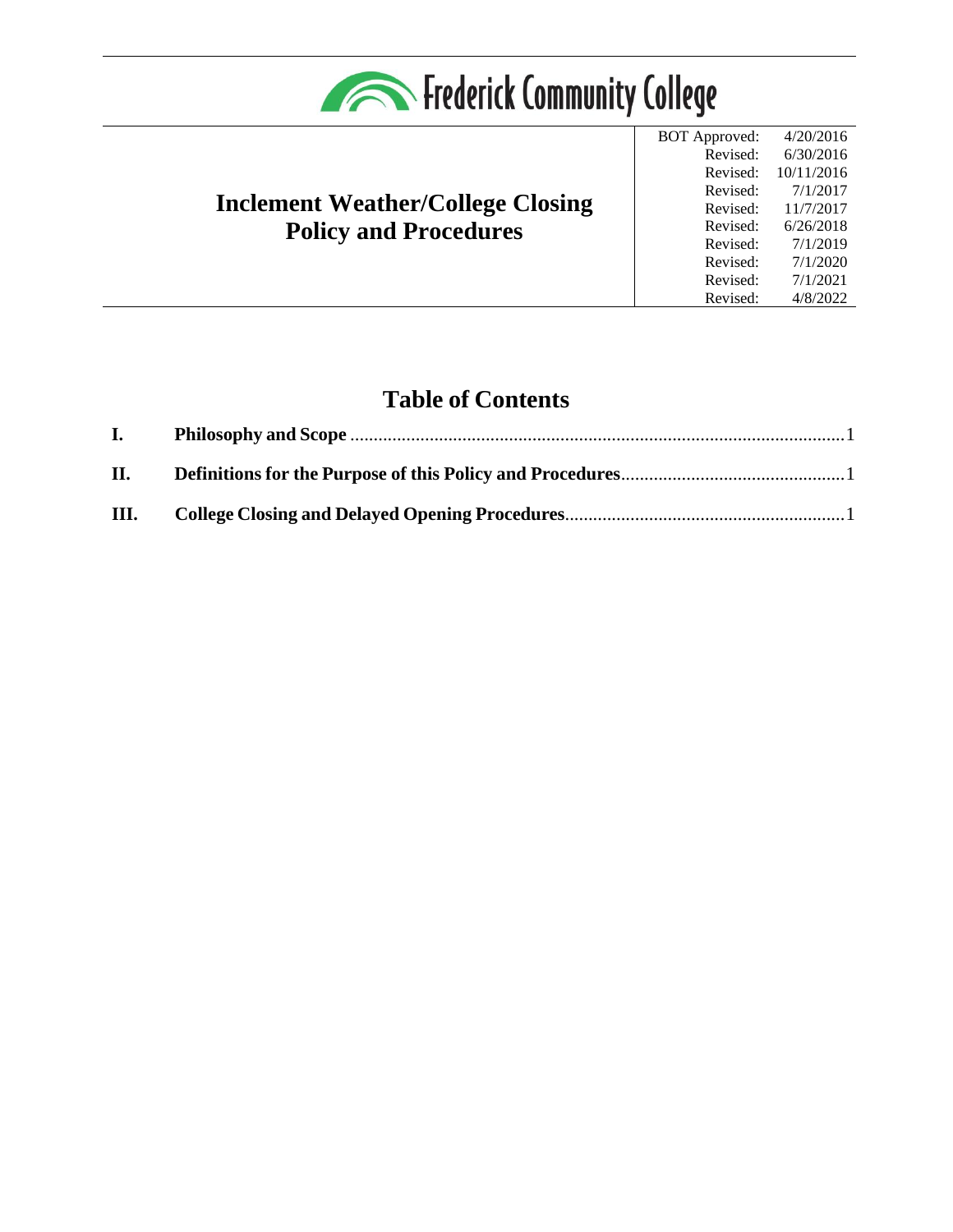# Frederick Community College

## Inclement Weather/College Closing Policy and Procedures

| | |
|---|---|
| BOT Approved: | 4/20/2016 |
| Revised: | 6/30/2016 |
| Revised: | 10/11/2016 |
| Revised: | 7/1/2017 |
| Revised: | 11/7/2017 |
| Revised: | 6/26/2018 |
| Revised: | 7/1/2019 |
| Revised: | 7/1/2020 |
| Revised: | 7/1/2021 |
| Revised: | 4/8/2022 |

## Table of Contents

**I. Philosophy and Scope** .......... 1

**II. Definitions for the Purpose of this Policy and Procedures** .......... 1

**III. College Closing and Delayed Opening Procedures** .......... 1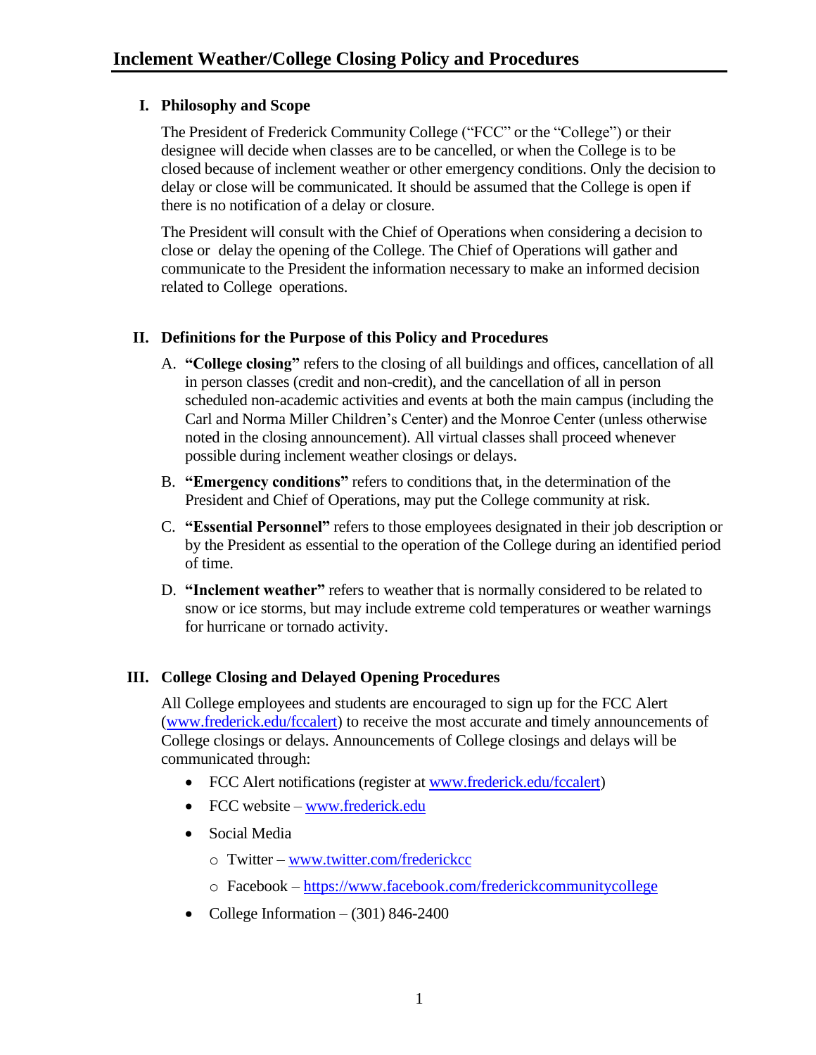# Inclement Weather/College Closing Policy and Procedures

## I. Philosophy and Scope

The President of Frederick Community College ("FCC" or the "College") or their designee will decide when classes are to be cancelled, or when the College is to be closed because of inclement weather or other emergency conditions. Only the decision to delay or close will be communicated. It should be assumed that the College is open if there is no notification of a delay or closure.

The President will consult with the Chief of Operations when considering a decision to close or delay the opening of the College. The Chief of Operations will gather and communicate to the President the information necessary to make an informed decision related to College operations.

## II. Definitions for the Purpose of this Policy and Procedures

A. **"College closing"** refers to the closing of all buildings and offices, cancellation of all in person classes (credit and non-credit), and the cancellation of all in person scheduled non-academic activities and events at both the main campus (including the Carl and Norma Miller Children's Center) and the Monroe Center (unless otherwise noted in the closing announcement). All virtual classes shall proceed whenever possible during inclement weather closings or delays.

B. **"Emergency conditions"** refers to conditions that, in the determination of the President and Chief of Operations, may put the College community at risk.

C. **"Essential Personnel"** refers to those employees designated in their job description or by the President as essential to the operation of the College during an identified period of time.

D. **"Inclement weather"** refers to weather that is normally considered to be related to snow or ice storms, but may include extreme cold temperatures or weather warnings for hurricane or tornado activity.

## III. College Closing and Delayed Opening Procedures

All College employees and students are encouraged to sign up for the FCC Alert (www.frederick.edu/fccalert) to receive the most accurate and timely announcements of College closings or delays. Announcements of College closings and delays will be communicated through:

- FCC Alert notifications (register at www.frederick.edu/fccalert)
- FCC website – www.frederick.edu
- Social Media
  - Twitter – www.twitter.com/frederickcc
  - Facebook – https://www.facebook.com/frederickcommunitycollege
- College Information – (301) 846-2400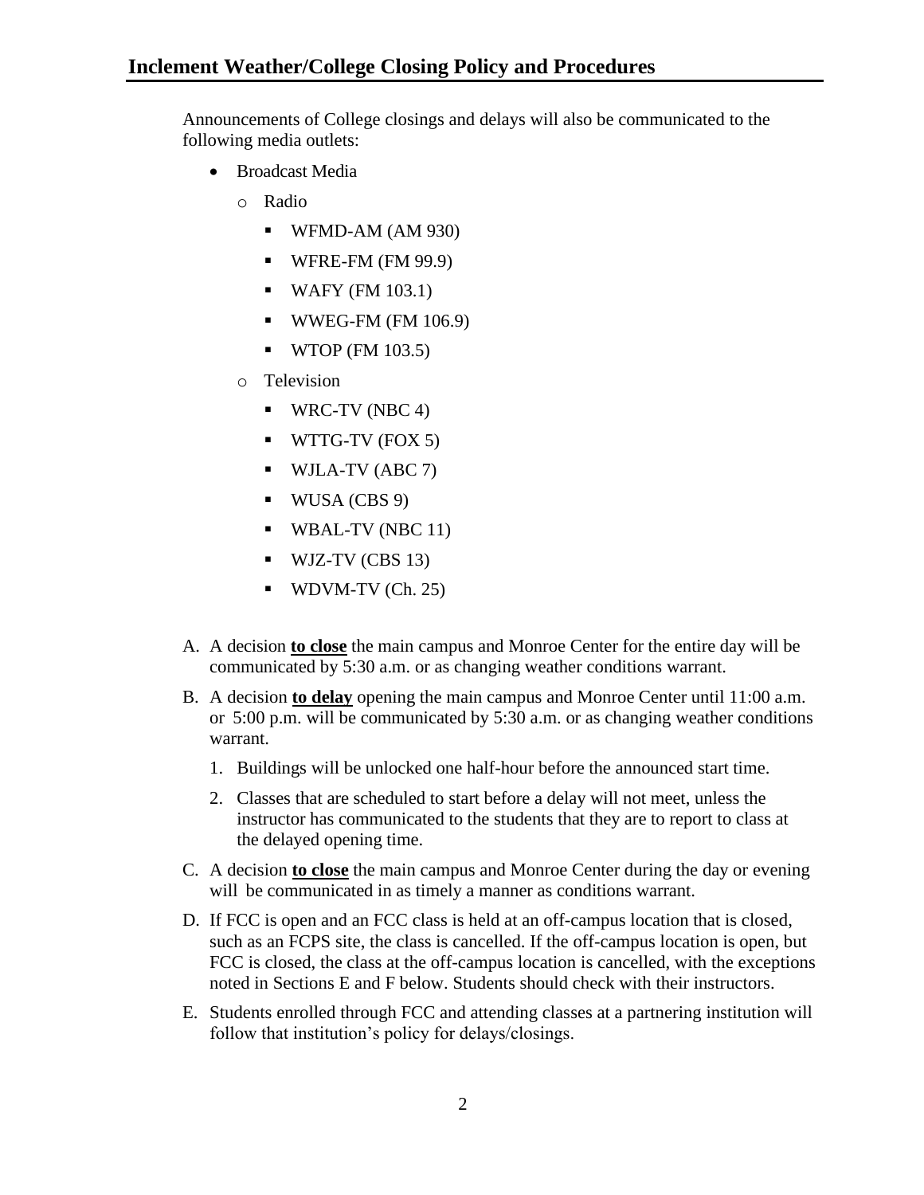## Inclement Weather/College Closing Policy and Procedures

Announcements of College closings and delays will also be communicated to the following media outlets:

- Broadcast Media
  - Radio
    - WFMD-AM (AM 930)
    - WFRE-FM (FM 99.9)
    - WAFY (FM 103.1)
    - WWEG-FM (FM 106.9)
    - WTOP (FM 103.5)
  - Television
    - WRC-TV (NBC 4)
    - WTTG-TV (FOX 5)
    - WJLA-TV (ABC 7)
    - WUSA (CBS 9)
    - WBAL-TV (NBC 11)
    - WJZ-TV (CBS 13)
    - WDVM-TV (Ch. 25)

A. A decision **to close** the main campus and Monroe Center for the entire day will be communicated by 5:30 a.m. or as changing weather conditions warrant.

B. A decision **to delay** opening the main campus and Monroe Center until 11:00 a.m. or 5:00 p.m. will be communicated by 5:30 a.m. or as changing weather conditions warrant.

   1. Buildings will be unlocked one half-hour before the announced start time.
   2. Classes that are scheduled to start before a delay will not meet, unless the instructor has communicated to the students that they are to report to class at the delayed opening time.

C. A decision **to close** the main campus and Monroe Center during the day or evening will be communicated in as timely a manner as conditions warrant.

D. If FCC is open and an FCC class is held at an off-campus location that is closed, such as an FCPS site, the class is cancelled. If the off-campus location is open, but FCC is closed, the class at the off-campus location is cancelled, with the exceptions noted in Sections E and F below. Students should check with their instructors.

E. Students enrolled through FCC and attending classes at a partnering institution will follow that institution's policy for delays/closings.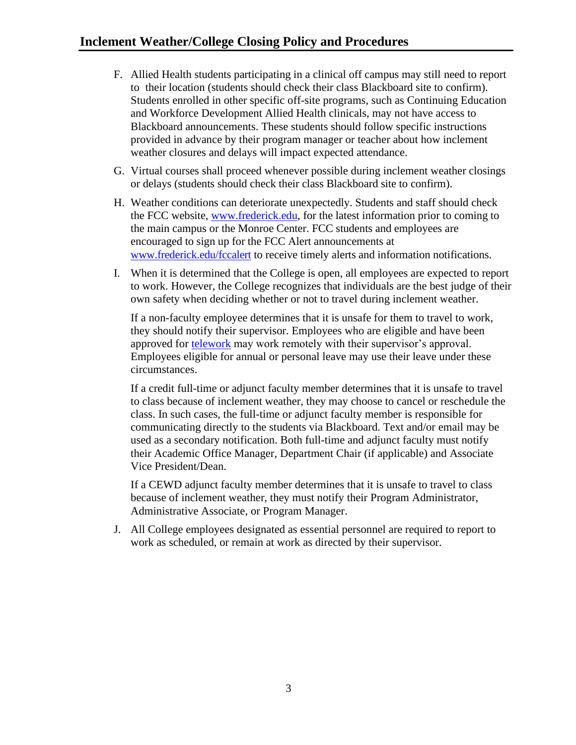F. Allied Health students participating in a clinical off campus may still need to report to their location (students should check their class Blackboard site to confirm). Students enrolled in other specific off-site programs, such as Continuing Education and Workforce Development Allied Health clinicals, may not have access to Blackboard announcements. These students should follow specific instructions provided in advance by their program manager or teacher about how inclement weather closures and delays will impact expected attendance.

G. Virtual courses shall proceed whenever possible during inclement weather closings or delays (students should check their class Blackboard site to confirm).

H. Weather conditions can deteriorate unexpectedly. Students and staff should check the FCC website, [www.frederick.edu](http://www.frederick.edu), for the latest information prior to coming to the main campus or the Monroe Center. FCC students and employees are encouraged to sign up for the FCC Alert announcements at [www.frederick.edu/fccalert](http://www.frederick.edu/fccalert) to receive timely alerts and information notifications.

I. When it is determined that the College is open, all employees are expected to report to work. However, the College recognizes that individuals are the best judge of their own safety when deciding whether or not to travel during inclement weather.

   If a non-faculty employee determines that it is unsafe for them to travel to work, they should notify their supervisor. Employees who are eligible and have been approved for telework may work remotely with their supervisor's approval. Employees eligible for annual or personal leave may use their leave under these circumstances.

   If a credit full-time or adjunct faculty member determines that it is unsafe to travel to class because of inclement weather, they may choose to cancel or reschedule the class. In such cases, the full-time or adjunct faculty member is responsible for communicating directly to the students via Blackboard. Text and/or email may be used as a secondary notification. Both full-time and adjunct faculty must notify their Academic Office Manager, Department Chair (if applicable) and Associate Vice President/Dean.

   If a CEWD adjunct faculty member determines that it is unsafe to travel to class because of inclement weather, they must notify their Program Administrator, Administrative Associate, or Program Manager.

J. All College employees designated as essential personnel are required to report to work as scheduled, or remain at work as directed by their supervisor.